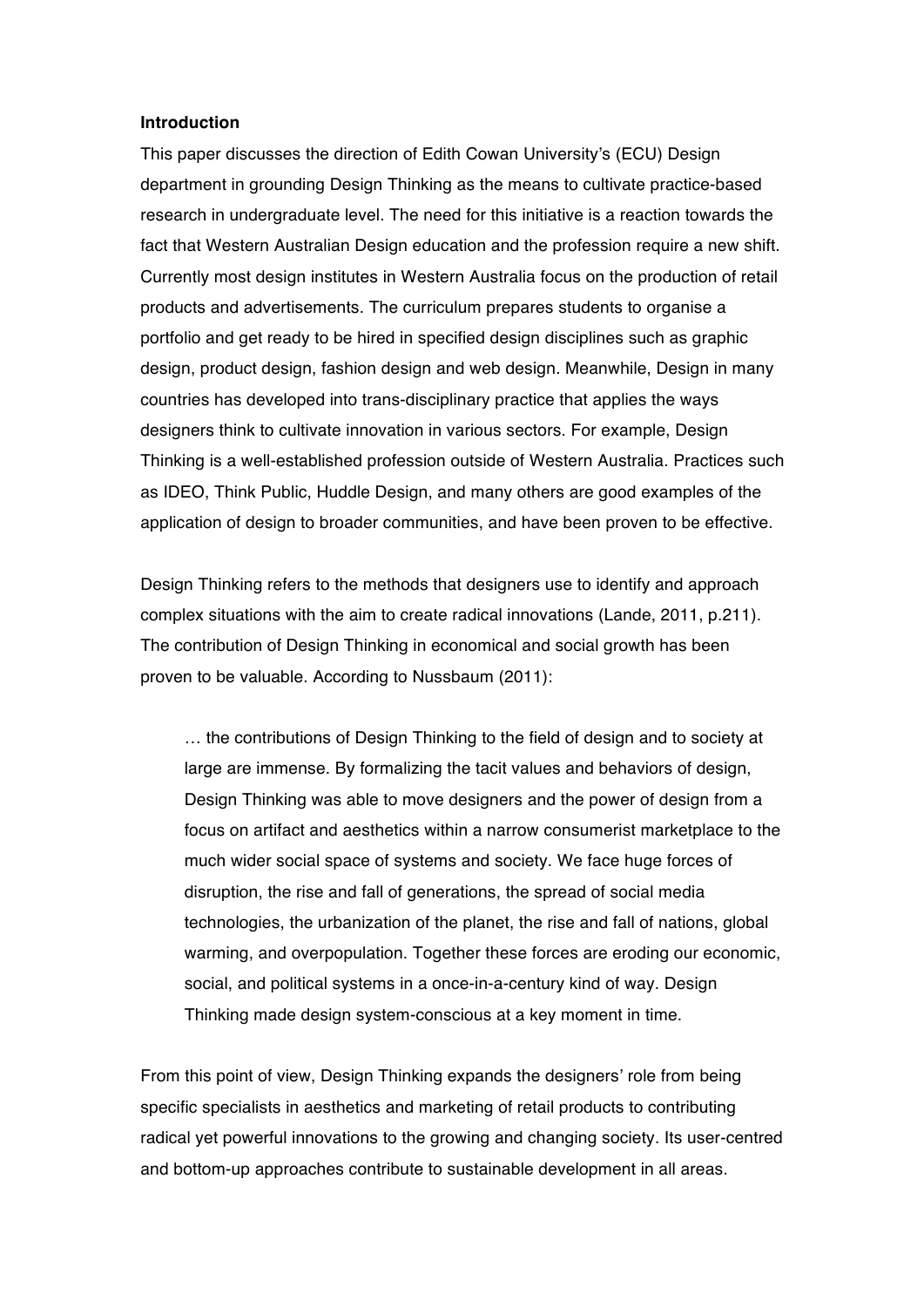**Introduction**

This paper discusses the direction of Edith Cowan University's (ECU) Design department in grounding Design Thinking as the means to cultivate practice-based research in undergraduate level. The need for this initiative is a reaction towards the fact that Western Australian Design education and the profession require a new shift. Currently most design institutes in Western Australia focus on the production of retail products and advertisements. The curriculum prepares students to organise a portfolio and get ready to be hired in specified design disciplines such as graphic design, product design, fashion design and web design. Meanwhile, Design in many countries has developed into trans-disciplinary practice that applies the ways designers think to cultivate innovation in various sectors. For example, Design Thinking is a well-established profession outside of Western Australia. Practices such as IDEO, Think Public, Huddle Design, and many others are good examples of the application of design to broader communities, and have been proven to be effective.

Design Thinking refers to the methods that designers use to identify and approach complex situations with the aim to create radical innovations (Lande, 2011, p.211). The contribution of Design Thinking in economical and social growth has been proven to be valuable. According to Nussbaum (2011):

> … the contributions of Design Thinking to the field of design and to society at large are immense. By formalizing the tacit values and behaviors of design, Design Thinking was able to move designers and the power of design from a focus on artifact and aesthetics within a narrow consumerist marketplace to the much wider social space of systems and society. We face huge forces of disruption, the rise and fall of generations, the spread of social media technologies, the urbanization of the planet, the rise and fall of nations, global warming, and overpopulation. Together these forces are eroding our economic, social, and political systems in a once-in-a-century kind of way. Design Thinking made design system-conscious at a key moment in time.

From this point of view, Design Thinking expands the designers' role from being specific specialists in aesthetics and marketing of retail products to contributing radical yet powerful innovations to the growing and changing society. Its user-centred and bottom-up approaches contribute to sustainable development in all areas.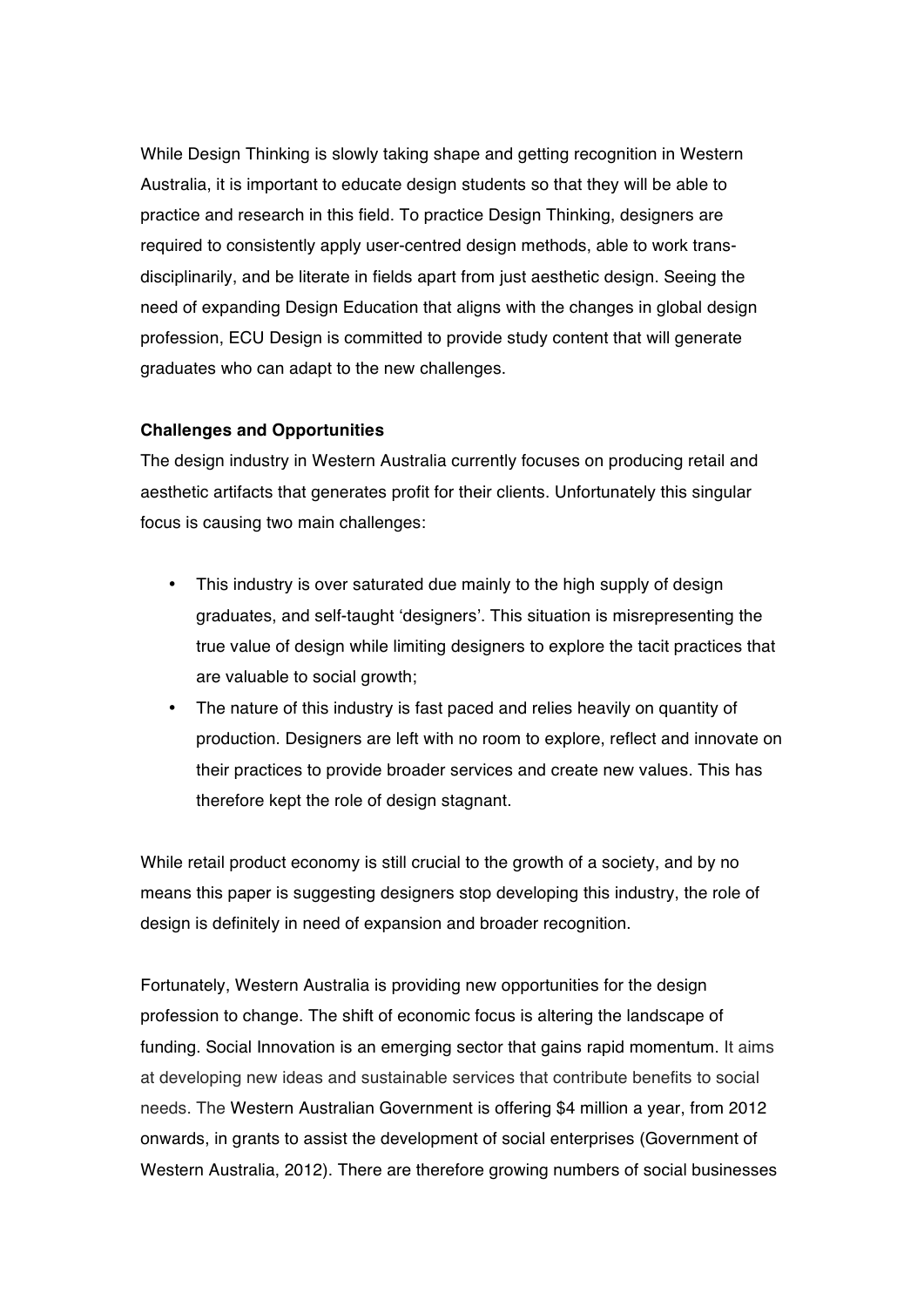While Design Thinking is slowly taking shape and getting recognition in Western Australia, it is important to educate design students so that they will be able to practice and research in this field. To practice Design Thinking, designers are required to consistently apply user-centred design methods, able to work trans-disciplinarily, and be literate in fields apart from just aesthetic design. Seeing the need of expanding Design Education that aligns with the changes in global design profession, ECU Design is committed to provide study content that will generate graduates who can adapt to the new challenges.

**Challenges and Opportunities**

The design industry in Western Australia currently focuses on producing retail and aesthetic artifacts that generates profit for their clients. Unfortunately this singular focus is causing two main challenges:

- This industry is over saturated due mainly to the high supply of design graduates, and self-taught 'designers'. This situation is misrepresenting the true value of design while limiting designers to explore the tacit practices that are valuable to social growth;
- The nature of this industry is fast paced and relies heavily on quantity of production. Designers are left with no room to explore, reflect and innovate on their practices to provide broader services and create new values. This has therefore kept the role of design stagnant.

While retail product economy is still crucial to the growth of a society, and by no means this paper is suggesting designers stop developing this industry, the role of design is definitely in need of expansion and broader recognition.

Fortunately, Western Australia is providing new opportunities for the design profession to change. The shift of economic focus is altering the landscape of funding. Social Innovation is an emerging sector that gains rapid momentum. It aims at developing new ideas and sustainable services that contribute benefits to social needs. The Western Australian Government is offering $4 million a year, from 2012 onwards, in grants to assist the development of social enterprises (Government of Western Australia, 2012). There are therefore growing numbers of social businesses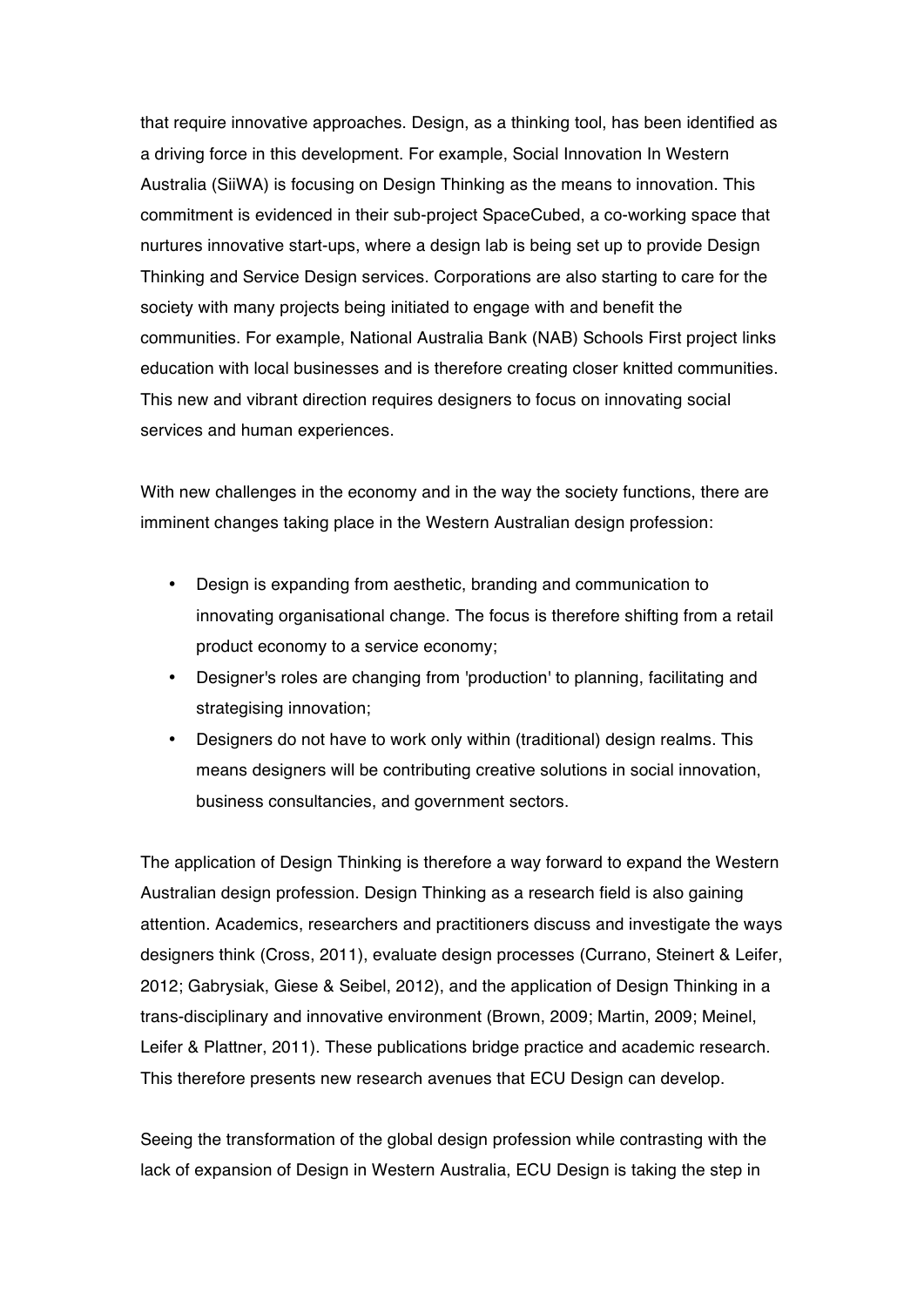that require innovative approaches. Design, as a thinking tool, has been identified as a driving force in this development. For example, Social Innovation In Western Australia (SiiWA) is focusing on Design Thinking as the means to innovation. This commitment is evidenced in their sub-project SpaceCubed, a co-working space that nurtures innovative start-ups, where a design lab is being set up to provide Design Thinking and Service Design services. Corporations are also starting to care for the society with many projects being initiated to engage with and benefit the communities. For example, National Australia Bank (NAB) Schools First project links education with local businesses and is therefore creating closer knitted communities. This new and vibrant direction requires designers to focus on innovating social services and human experiences.

With new challenges in the economy and in the way the society functions, there are imminent changes taking place in the Western Australian design profession:

- Design is expanding from aesthetic, branding and communication to innovating organisational change. The focus is therefore shifting from a retail product economy to a service economy;
- Designer's roles are changing from 'production' to planning, facilitating and strategising innovation;
- Designers do not have to work only within (traditional) design realms. This means designers will be contributing creative solutions in social innovation, business consultancies, and government sectors.

The application of Design Thinking is therefore a way forward to expand the Western Australian design profession. Design Thinking as a research field is also gaining attention. Academics, researchers and practitioners discuss and investigate the ways designers think (Cross, 2011), evaluate design processes (Currano, Steinert & Leifer, 2012; Gabrysiak, Giese & Seibel, 2012), and the application of Design Thinking in a trans-disciplinary and innovative environment (Brown, 2009; Martin, 2009; Meinel, Leifer & Plattner, 2011). These publications bridge practice and academic research. This therefore presents new research avenues that ECU Design can develop.

Seeing the transformation of the global design profession while contrasting with the lack of expansion of Design in Western Australia, ECU Design is taking the step in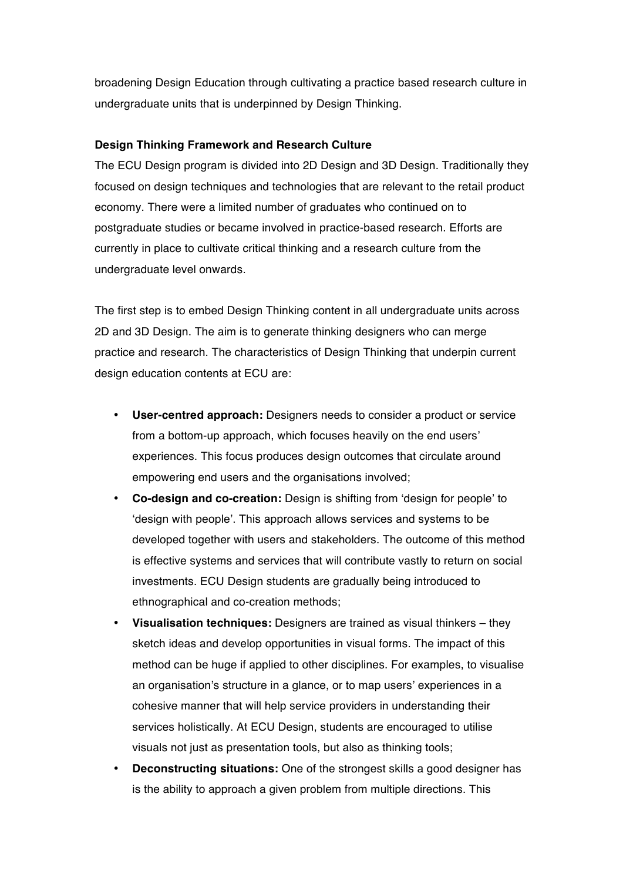broadening Design Education through cultivating a practice based research culture in undergraduate units that is underpinned by Design Thinking.

**Design Thinking Framework and Research Culture**

The ECU Design program is divided into 2D Design and 3D Design. Traditionally they focused on design techniques and technologies that are relevant to the retail product economy. There were a limited number of graduates who continued on to postgraduate studies or became involved in practice-based research. Efforts are currently in place to cultivate critical thinking and a research culture from the undergraduate level onwards.

The first step is to embed Design Thinking content in all undergraduate units across 2D and 3D Design. The aim is to generate thinking designers who can merge practice and research. The characteristics of Design Thinking that underpin current design education contents at ECU are:

- **User-centred approach:** Designers needs to consider a product or service from a bottom-up approach, which focuses heavily on the end users' experiences. This focus produces design outcomes that circulate around empowering end users and the organisations involved;
- **Co-design and co-creation:** Design is shifting from 'design for people' to 'design with people'. This approach allows services and systems to be developed together with users and stakeholders. The outcome of this method is effective systems and services that will contribute vastly to return on social investments. ECU Design students are gradually being introduced to ethnographical and co-creation methods;
- **Visualisation techniques:** Designers are trained as visual thinkers – they sketch ideas and develop opportunities in visual forms. The impact of this method can be huge if applied to other disciplines. For examples, to visualise an organisation's structure in a glance, or to map users' experiences in a cohesive manner that will help service providers in understanding their services holistically. At ECU Design, students are encouraged to utilise visuals not just as presentation tools, but also as thinking tools;
- **Deconstructing situations:** One of the strongest skills a good designer has is the ability to approach a given problem from multiple directions. This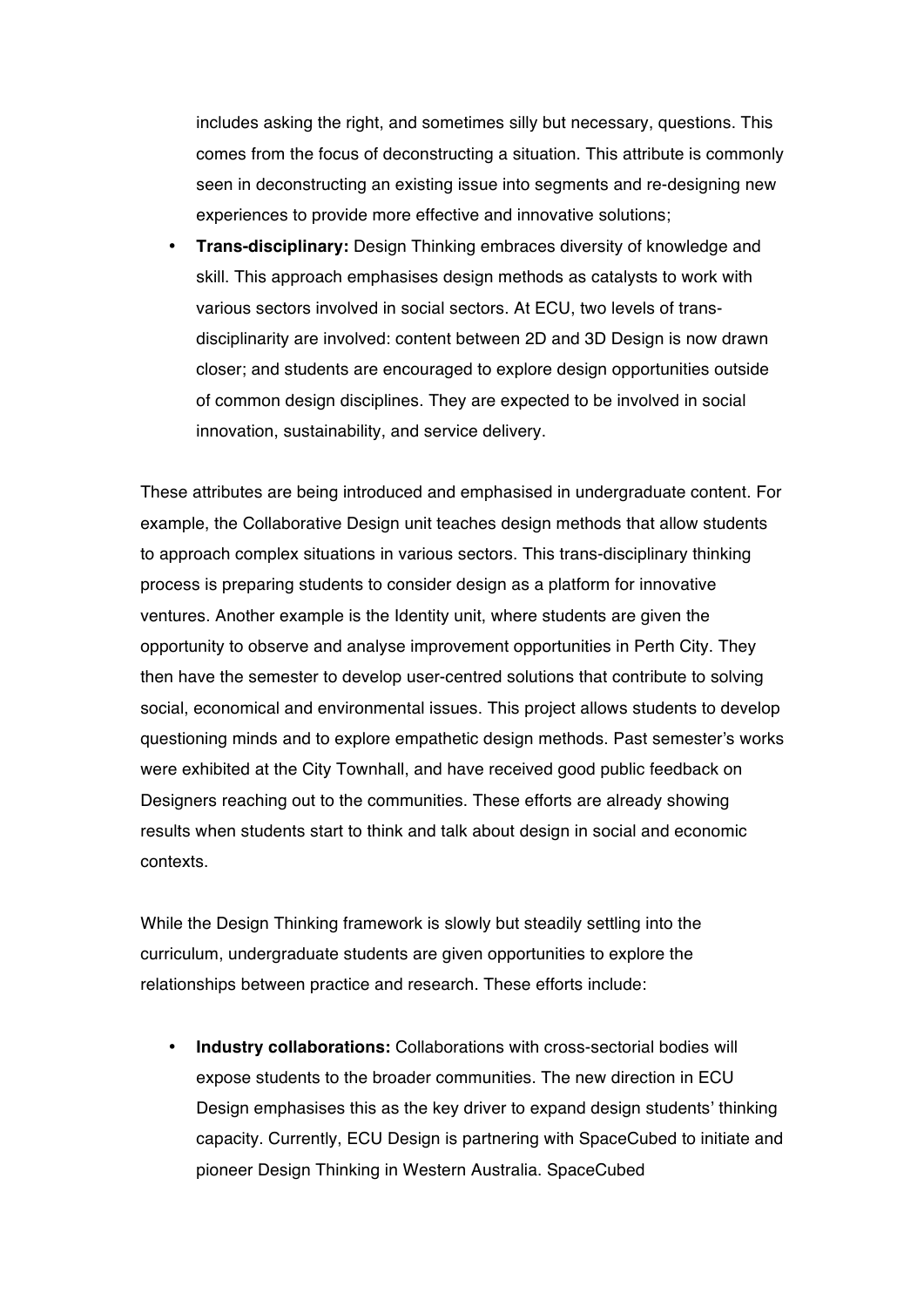includes asking the right, and sometimes silly but necessary, questions. This comes from the focus of deconstructing a situation. This attribute is commonly seen in deconstructing an existing issue into segments and re-designing new experiences to provide more effective and innovative solutions;

- **Trans-disciplinary:** Design Thinking embraces diversity of knowledge and skill. This approach emphasises design methods as catalysts to work with various sectors involved in social sectors. At ECU, two levels of trans-disciplinarity are involved: content between 2D and 3D Design is now drawn closer; and students are encouraged to explore design opportunities outside of common design disciplines. They are expected to be involved in social innovation, sustainability, and service delivery.

These attributes are being introduced and emphasised in undergraduate content. For example, the Collaborative Design unit teaches design methods that allow students to approach complex situations in various sectors. This trans-disciplinary thinking process is preparing students to consider design as a platform for innovative ventures. Another example is the Identity unit, where students are given the opportunity to observe and analyse improvement opportunities in Perth City. They then have the semester to develop user-centred solutions that contribute to solving social, economical and environmental issues. This project allows students to develop questioning minds and to explore empathetic design methods. Past semester's works were exhibited at the City Townhall, and have received good public feedback on Designers reaching out to the communities. These efforts are already showing results when students start to think and talk about design in social and economic contexts.

While the Design Thinking framework is slowly but steadily settling into the curriculum, undergraduate students are given opportunities to explore the relationships between practice and research. These efforts include:

- **Industry collaborations:** Collaborations with cross-sectorial bodies will expose students to the broader communities. The new direction in ECU Design emphasises this as the key driver to expand design students' thinking capacity. Currently, ECU Design is partnering with SpaceCubed to initiate and pioneer Design Thinking in Western Australia. SpaceCubed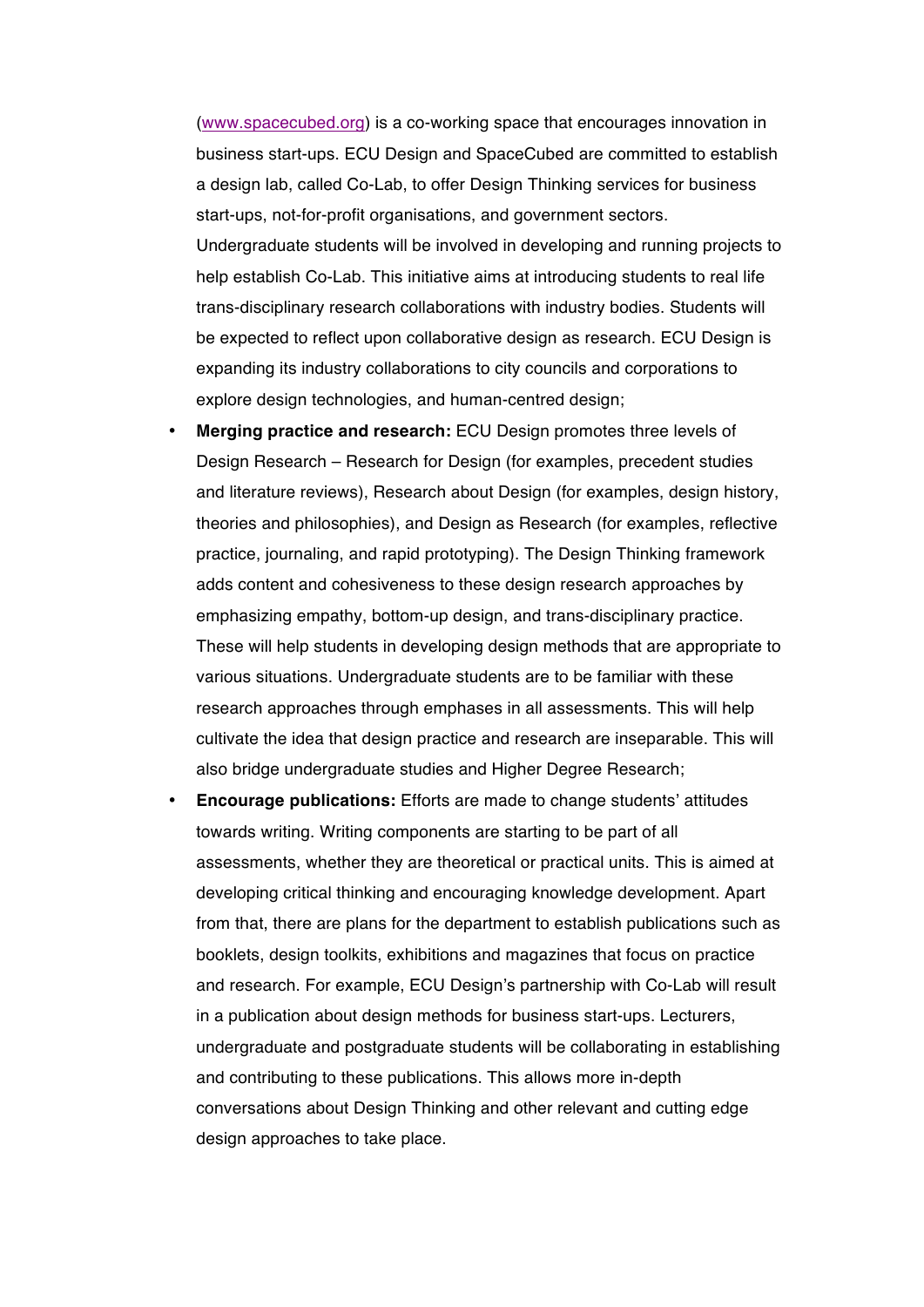(www.spacecubed.org) is a co-working space that encourages innovation in business start-ups. ECU Design and SpaceCubed are committed to establish a design lab, called Co-Lab, to offer Design Thinking services for business start-ups, not-for-profit organisations, and government sectors. Undergraduate students will be involved in developing and running projects to help establish Co-Lab. This initiative aims at introducing students to real life trans-disciplinary research collaborations with industry bodies. Students will be expected to reflect upon collaborative design as research. ECU Design is expanding its industry collaborations to city councils and corporations to explore design technologies, and human-centred design;

- **Merging practice and research:** ECU Design promotes three levels of Design Research – Research for Design (for examples, precedent studies and literature reviews), Research about Design (for examples, design history, theories and philosophies), and Design as Research (for examples, reflective practice, journaling, and rapid prototyping). The Design Thinking framework adds content and cohesiveness to these design research approaches by emphasizing empathy, bottom-up design, and trans-disciplinary practice. These will help students in developing design methods that are appropriate to various situations. Undergraduate students are to be familiar with these research approaches through emphases in all assessments. This will help cultivate the idea that design practice and research are inseparable. This will also bridge undergraduate studies and Higher Degree Research;
- **Encourage publications:** Efforts are made to change students' attitudes towards writing. Writing components are starting to be part of all assessments, whether they are theoretical or practical units. This is aimed at developing critical thinking and encouraging knowledge development. Apart from that, there are plans for the department to establish publications such as booklets, design toolkits, exhibitions and magazines that focus on practice and research. For example, ECU Design's partnership with Co-Lab will result in a publication about design methods for business start-ups. Lecturers, undergraduate and postgraduate students will be collaborating in establishing and contributing to these publications. This allows more in-depth conversations about Design Thinking and other relevant and cutting edge design approaches to take place.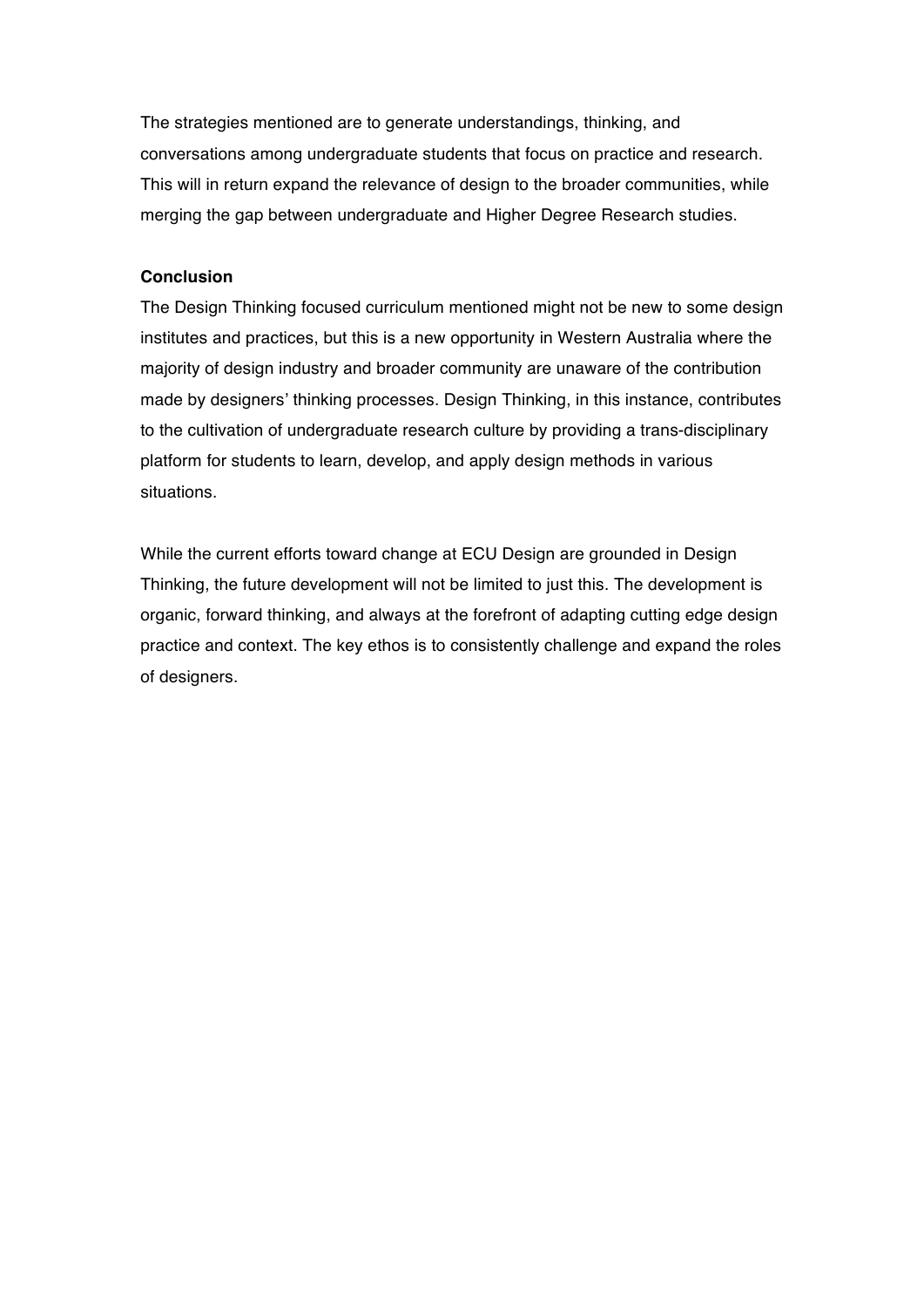The strategies mentioned are to generate understandings, thinking, and conversations among undergraduate students that focus on practice and research. This will in return expand the relevance of design to the broader communities, while merging the gap between undergraduate and Higher Degree Research studies.

**Conclusion**

The Design Thinking focused curriculum mentioned might not be new to some design institutes and practices, but this is a new opportunity in Western Australia where the majority of design industry and broader community are unaware of the contribution made by designers' thinking processes. Design Thinking, in this instance, contributes to the cultivation of undergraduate research culture by providing a trans-disciplinary platform for students to learn, develop, and apply design methods in various situations.

While the current efforts toward change at ECU Design are grounded in Design Thinking, the future development will not be limited to just this. The development is organic, forward thinking, and always at the forefront of adapting cutting edge design practice and context. The key ethos is to consistently challenge and expand the roles of designers.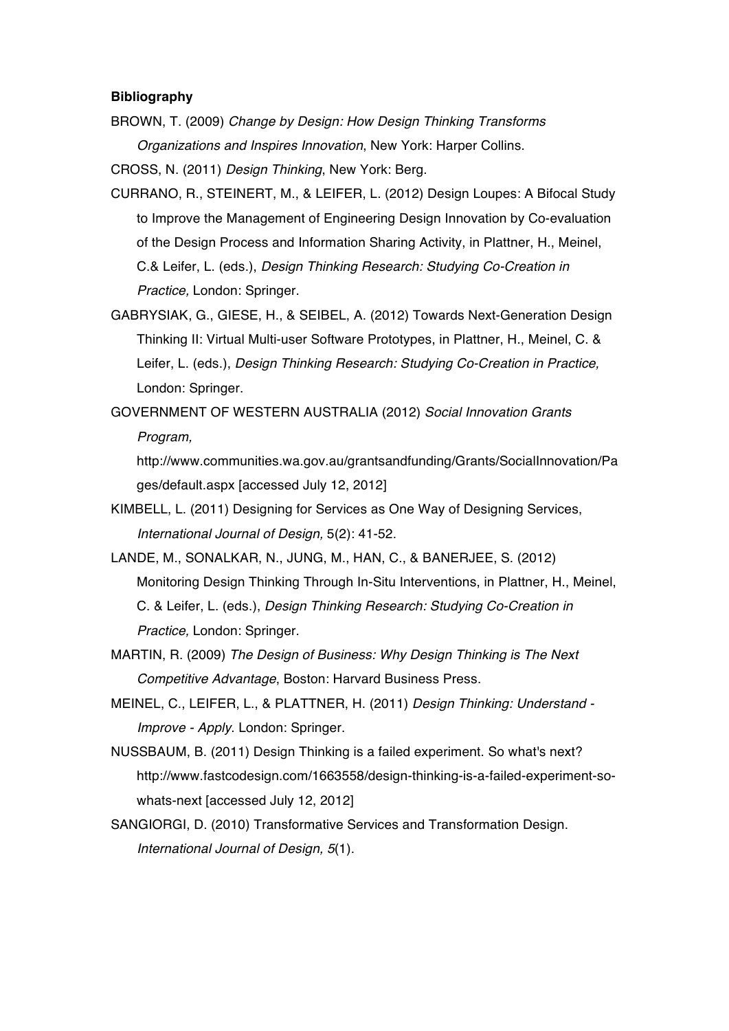**Bibliography**

BROWN, T. (2009) *Change by Design: How Design Thinking Transforms Organizations and Inspires Innovation*, New York: Harper Collins.

CROSS, N. (2011) *Design Thinking*, New York: Berg.

CURRANO, R., STEINERT, M., & LEIFER, L. (2012) Design Loupes: A Bifocal Study to Improve the Management of Engineering Design Innovation by Co-evaluation of the Design Process and Information Sharing Activity, in Plattner, H., Meinel, C.& Leifer, L. (eds.), *Design Thinking Research: Studying Co-Creation in Practice,* London: Springer.

GABRYSIAK, G., GIESE, H., & SEIBEL, A. (2012) Towards Next-Generation Design Thinking II: Virtual Multi-user Software Prototypes, in Plattner, H., Meinel, C. & Leifer, L. (eds.), *Design Thinking Research: Studying Co-Creation in Practice,* London: Springer.

GOVERNMENT OF WESTERN AUSTRALIA (2012) *Social Innovation Grants Program,* http://www.communities.wa.gov.au/grantsandfunding/Grants/SocialInnovation/Pages/default.aspx [accessed July 12, 2012]

KIMBELL, L. (2011) Designing for Services as One Way of Designing Services, *International Journal of Design,* 5(2): 41-52.

LANDE, M., SONALKAR, N., JUNG, M., HAN, C., & BANERJEE, S. (2012) Monitoring Design Thinking Through In-Situ Interventions, in Plattner, H., Meinel, C. & Leifer, L. (eds.), *Design Thinking Research: Studying Co-Creation in Practice,* London: Springer.

MARTIN, R. (2009) *The Design of Business: Why Design Thinking is The Next Competitive Advantage*, Boston: Harvard Business Press.

MEINEL, C., LEIFER, L., & PLATTNER, H. (2011) *Design Thinking: Understand - Improve - Apply*. London: Springer.

NUSSBAUM, B. (2011) Design Thinking is a failed experiment. So what's next? http://www.fastcodesign.com/1663558/design-thinking-is-a-failed-experiment-so-whats-next [accessed July 12, 2012]

SANGIORGI, D. (2010) Transformative Services and Transformation Design. *International Journal of Design, 5*(1).